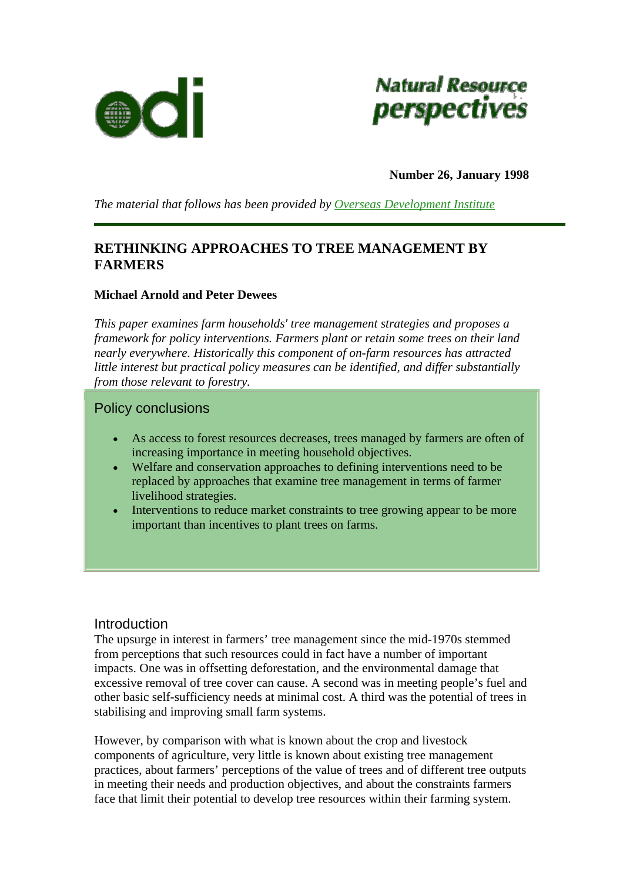**Number 26, January 1998**

*The material that follows has been provided by Overseas Development Institute*

# RETHINKING APPROACHES TO TREE MANAGEMENT BY FARMERS

**Michael Arnold and Peter Dewees**

*This paper examines farm households' tree management strategies and proposes a framework for policy interventions. Farmers plant or retain some trees on their land nearly everywhere. Historically this component of on-farm resources has attracted little interest but practical policy measures can be identified, and differ substantially from those relevant to forestry.*

## Policy conclusions

- As access to forest resources decreases, trees managed by farmers are often of increasing importance in meeting household objectives.
- Welfare and conservation approaches to defining interventions need to be replaced by approaches that examine tree management in terms of farmer livelihood strategies.
- Interventions to reduce market constraints to tree growing appear to be more important than incentives to plant trees on farms.

## Introduction

The upsurge in interest in farmers' tree management since the mid-1970s stemmed from perceptions that such resources could in fact have a number of important impacts. One was in offsetting deforestation, and the environmental damage that excessive removal of tree cover can cause. A second was in meeting people's fuel and other basic self-sufficiency needs at minimal cost. A third was the potential of trees in stabilising and improving small farm systems.

However, by comparison with what is known about the crop and livestock components of agriculture, very little is known about existing tree management practices, about farmers' perceptions of the value of trees and of different tree outputs in meeting their needs and production objectives, and about the constraints farmers face that limit their potential to develop tree resources within their farming system.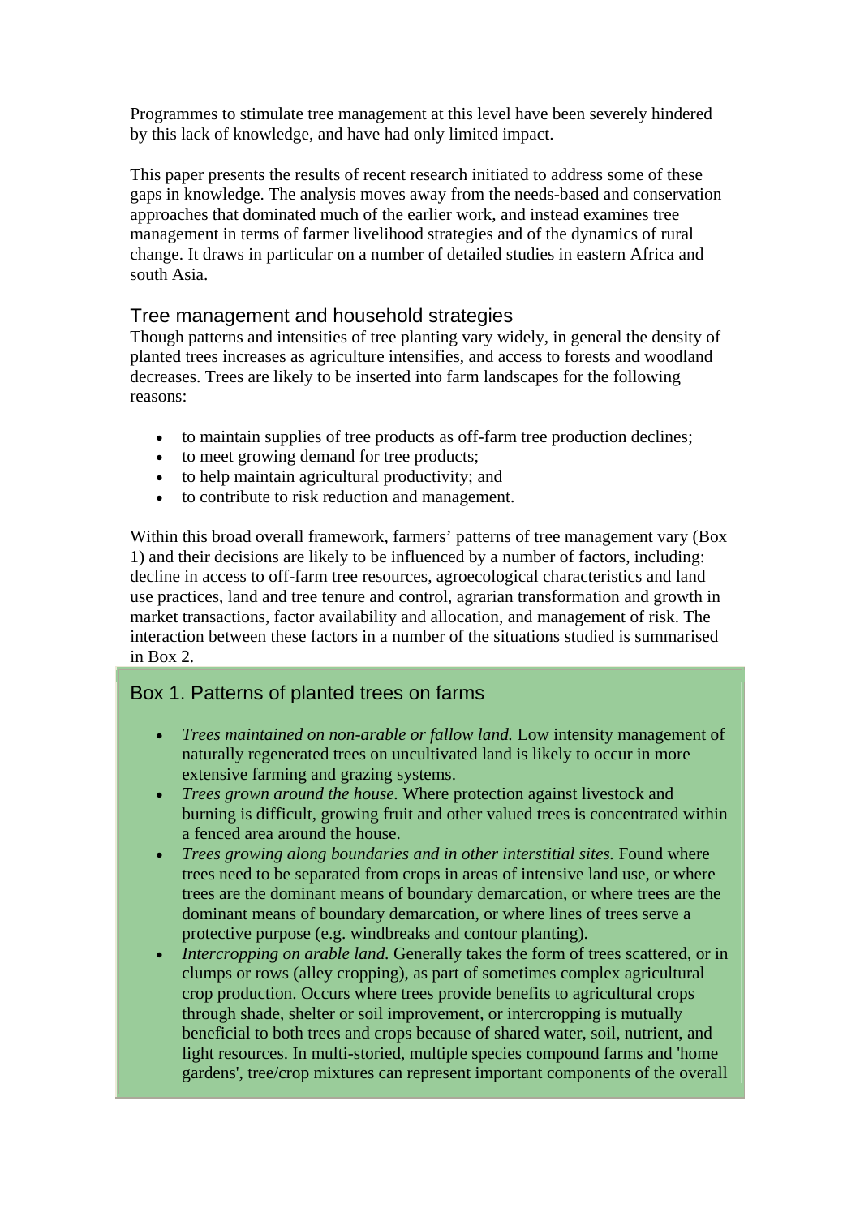Programmes to stimulate tree management at this level have been severely hindered by this lack of knowledge, and have had only limited impact.

This paper presents the results of recent research initiated to address some of these gaps in knowledge. The analysis moves away from the needs-based and conservation approaches that dominated much of the earlier work, and instead examines tree management in terms of farmer livelihood strategies and of the dynamics of rural change. It draws in particular on a number of detailed studies in eastern Africa and south Asia.

## Tree management and household strategies

Though patterns and intensities of tree planting vary widely, in general the density of planted trees increases as agriculture intensifies, and access to forests and woodland decreases. Trees are likely to be inserted into farm landscapes for the following reasons:

- to maintain supplies of tree products as off-farm tree production declines;
- to meet growing demand for tree products;
- to help maintain agricultural productivity; and
- to contribute to risk reduction and management.

Within this broad overall framework, farmers' patterns of tree management vary (Box 1) and their decisions are likely to be influenced by a number of factors, including: decline in access to off-farm tree resources, agroecological characteristics and land use practices, land and tree tenure and control, agrarian transformation and growth in market transactions, factor availability and allocation, and management of risk. The interaction between these factors in a number of the situations studied is summarised in Box 2.

### Box 1. Patterns of planted trees on farms

- *Trees maintained on non-arable or fallow land.* Low intensity management of naturally regenerated trees on uncultivated land is likely to occur in more extensive farming and grazing systems.
- *Trees grown around the house.* Where protection against livestock and burning is difficult, growing fruit and other valued trees is concentrated within a fenced area around the house.
- *Trees growing along boundaries and in other interstitial sites.* Found where trees need to be separated from crops in areas of intensive land use, or where trees are the dominant means of boundary demarcation, or where trees are the dominant means of boundary demarcation, or where lines of trees serve a protective purpose (e.g. windbreaks and contour planting).
- *Intercropping on arable land.* Generally takes the form of trees scattered, or in clumps or rows (alley cropping), as part of sometimes complex agricultural crop production. Occurs where trees provide benefits to agricultural crops through shade, shelter or soil improvement, or intercropping is mutually beneficial to both trees and crops because of shared water, soil, nutrient, and light resources. In multi-storied, multiple species compound farms and 'home gardens', tree/crop mixtures can represent important components of the overall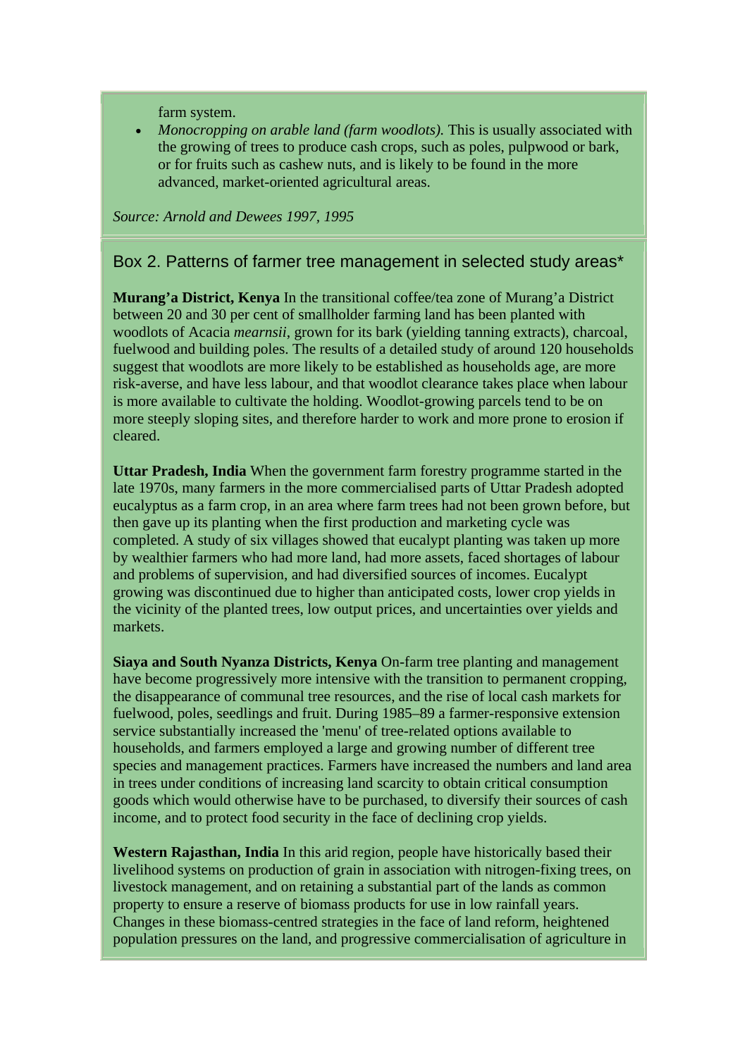farm system.

- *Monocropping on arable land (farm woodlots).* This is usually associated with the growing of trees to produce cash crops, such as poles, pulpwood or bark, or for fruits such as cashew nuts, and is likely to be found in the more advanced, market-oriented agricultural areas.

*Source: Arnold and Dewees 1997, 1995*

### Box 2. Patterns of farmer tree management in selected study areas*

**Murang'a District, Kenya** In the transitional coffee/tea zone of Murang'a District between 20 and 30 per cent of smallholder farming land has been planted with woodlots of Acacia *mearnsii*, grown for its bark (yielding tanning extracts), charcoal, fuelwood and building poles. The results of a detailed study of around 120 households suggest that woodlots are more likely to be established as households age, are more risk-averse, and have less labour, and that woodlot clearance takes place when labour is more available to cultivate the holding. Woodlot-growing parcels tend to be on more steeply sloping sites, and therefore harder to work and more prone to erosion if cleared.

**Uttar Pradesh, India** When the government farm forestry programme started in the late 1970s, many farmers in the more commercialised parts of Uttar Pradesh adopted eucalyptus as a farm crop, in an area where farm trees had not been grown before, but then gave up its planting when the first production and marketing cycle was completed. A study of six villages showed that eucalypt planting was taken up more by wealthier farmers who had more land, had more assets, faced shortages of labour and problems of supervision, and had diversified sources of incomes. Eucalypt growing was discontinued due to higher than anticipated costs, lower crop yields in the vicinity of the planted trees, low output prices, and uncertainties over yields and markets.

**Siaya and South Nyanza Districts, Kenya** On-farm tree planting and management have become progressively more intensive with the transition to permanent cropping, the disappearance of communal tree resources, and the rise of local cash markets for fuelwood, poles, seedlings and fruit. During 1985–89 a farmer-responsive extension service substantially increased the 'menu' of tree-related options available to households, and farmers employed a large and growing number of different tree species and management practices. Farmers have increased the numbers and land area in trees under conditions of increasing land scarcity to obtain critical consumption goods which would otherwise have to be purchased, to diversify their sources of cash income, and to protect food security in the face of declining crop yields.

**Western Rajasthan, India** In this arid region, people have historically based their livelihood systems on production of grain in association with nitrogen-fixing trees, on livestock management, and on retaining a substantial part of the lands as common property to ensure a reserve of biomass products for use in low rainfall years. Changes in these biomass-centred strategies in the face of land reform, heightened population pressures on the land, and progressive commercialisation of agriculture in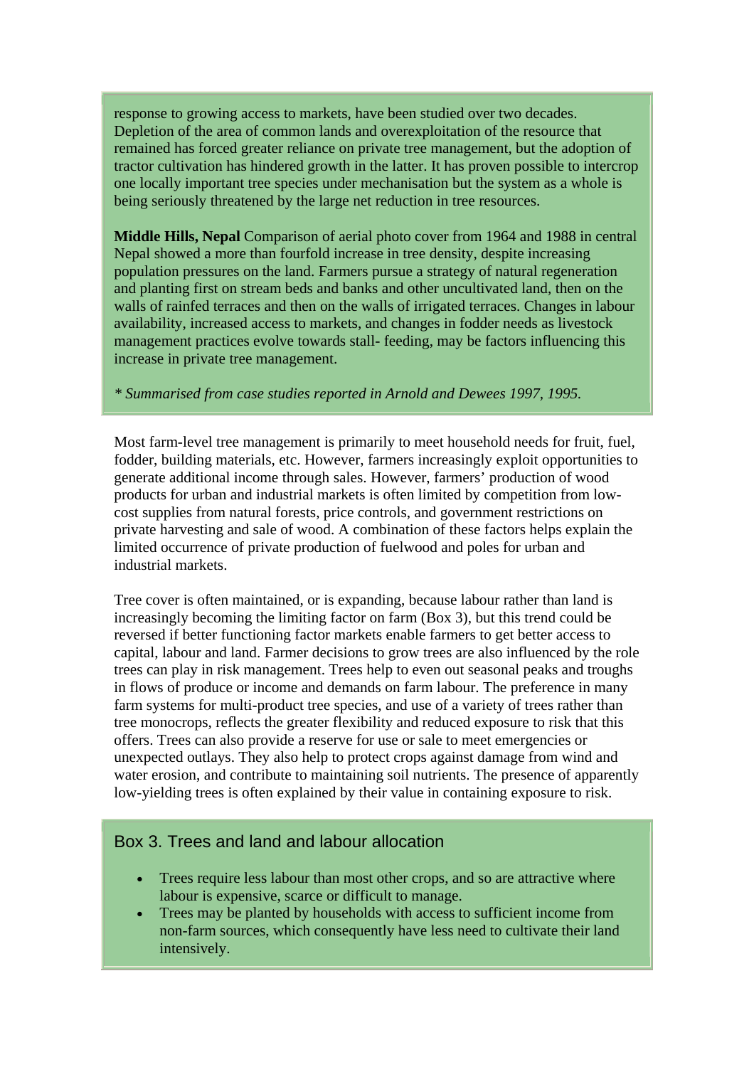response to growing access to markets, have been studied over two decades. Depletion of the area of common lands and overexploitation of the resource that remained has forced greater reliance on private tree management, but the adoption of tractor cultivation has hindered growth in the latter. It has proven possible to intercrop one locally important tree species under mechanisation but the system as a whole is being seriously threatened by the large net reduction in tree resources.

**Middle Hills, Nepal** Comparison of aerial photo cover from 1964 and 1988 in central Nepal showed a more than fourfold increase in tree density, despite increasing population pressures on the land. Farmers pursue a strategy of natural regeneration and planting first on stream beds and banks and other uncultivated land, then on the walls of rainfed terraces and then on the walls of irrigated terraces. Changes in labour availability, increased access to markets, and changes in fodder needs as livestock management practices evolve towards stall- feeding, may be factors influencing this increase in private tree management.

*\* Summarised from case studies reported in Arnold and Dewees 1997, 1995.*

Most farm-level tree management is primarily to meet household needs for fruit, fuel, fodder, building materials, etc. However, farmers increasingly exploit opportunities to generate additional income through sales. However, farmers' production of wood products for urban and industrial markets is often limited by competition from low-cost supplies from natural forests, price controls, and government restrictions on private harvesting and sale of wood. A combination of these factors helps explain the limited occurrence of private production of fuelwood and poles for urban and industrial markets.

Tree cover is often maintained, or is expanding, because labour rather than land is increasingly becoming the limiting factor on farm (Box 3), but this trend could be reversed if better functioning factor markets enable farmers to get better access to capital, labour and land. Farmer decisions to grow trees are also influenced by the role trees can play in risk management. Trees help to even out seasonal peaks and troughs in flows of produce or income and demands on farm labour. The preference in many farm systems for multi-product tree species, and use of a variety of trees rather than tree monocrops, reflects the greater flexibility and reduced exposure to risk that this offers. Trees can also provide a reserve for use or sale to meet emergencies or unexpected outlays. They also help to protect crops against damage from wind and water erosion, and contribute to maintaining soil nutrients. The presence of apparently low-yielding trees is often explained by their value in containing exposure to risk.

## Box 3. Trees and land and labour allocation

- Trees require less labour than most other crops, and so are attractive where labour is expensive, scarce or difficult to manage.
- Trees may be planted by households with access to sufficient income from non-farm sources, which consequently have less need to cultivate their land intensively.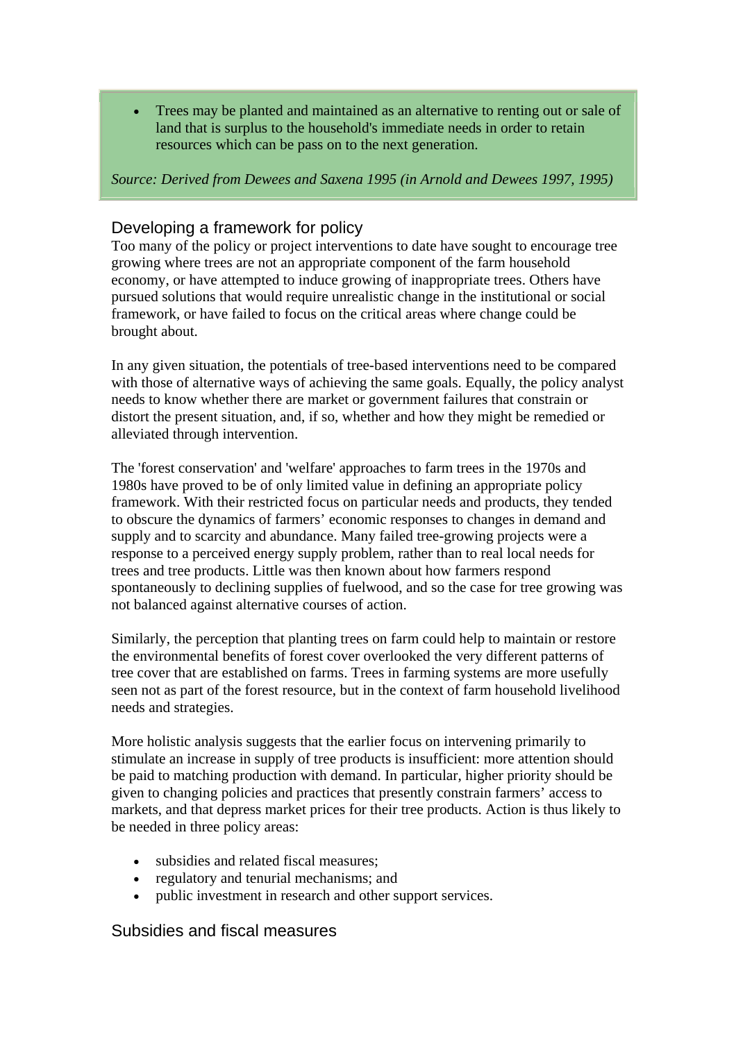- Trees may be planted and maintained as an alternative to renting out or sale of land that is surplus to the household's immediate needs in order to retain resources which can be pass on to the next generation.

*Source: Derived from Dewees and Saxena 1995 (in Arnold and Dewees 1997, 1995)*

## Developing a framework for policy

Too many of the policy or project interventions to date have sought to encourage tree growing where trees are not an appropriate component of the farm household economy, or have attempted to induce growing of inappropriate trees. Others have pursued solutions that would require unrealistic change in the institutional or social framework, or have failed to focus on the critical areas where change could be brought about.

In any given situation, the potentials of tree-based interventions need to be compared with those of alternative ways of achieving the same goals. Equally, the policy analyst needs to know whether there are market or government failures that constrain or distort the present situation, and, if so, whether and how they might be remedied or alleviated through intervention.

The 'forest conservation' and 'welfare' approaches to farm trees in the 1970s and 1980s have proved to be of only limited value in defining an appropriate policy framework. With their restricted focus on particular needs and products, they tended to obscure the dynamics of farmers' economic responses to changes in demand and supply and to scarcity and abundance. Many failed tree-growing projects were a response to a perceived energy supply problem, rather than to real local needs for trees and tree products. Little was then known about how farmers respond spontaneously to declining supplies of fuelwood, and so the case for tree growing was not balanced against alternative courses of action.

Similarly, the perception that planting trees on farm could help to maintain or restore the environmental benefits of forest cover overlooked the very different patterns of tree cover that are established on farms. Trees in farming systems are more usefully seen not as part of the forest resource, but in the context of farm household livelihood needs and strategies.

More holistic analysis suggests that the earlier focus on intervening primarily to stimulate an increase in supply of tree products is insufficient: more attention should be paid to matching production with demand. In particular, higher priority should be given to changing policies and practices that presently constrain farmers' access to markets, and that depress market prices for their tree products. Action is thus likely to be needed in three policy areas:

- subsidies and related fiscal measures;
- regulatory and tenurial mechanisms; and
- public investment in research and other support services.

## Subsidies and fiscal measures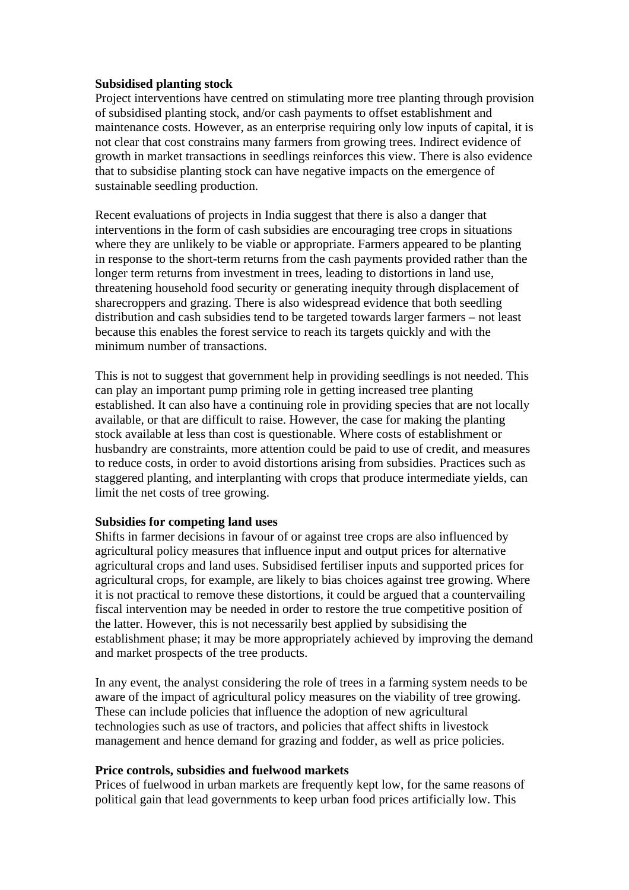**Subsidised planting stock**

Project interventions have centred on stimulating more tree planting through provision of subsidised planting stock, and/or cash payments to offset establishment and maintenance costs. However, as an enterprise requiring only low inputs of capital, it is not clear that cost constrains many farmers from growing trees. Indirect evidence of growth in market transactions in seedlings reinforces this view. There is also evidence that to subsidise planting stock can have negative impacts on the emergence of sustainable seedling production.

Recent evaluations of projects in India suggest that there is also a danger that interventions in the form of cash subsidies are encouraging tree crops in situations where they are unlikely to be viable or appropriate. Farmers appeared to be planting in response to the short-term returns from the cash payments provided rather than the longer term returns from investment in trees, leading to distortions in land use, threatening household food security or generating inequity through displacement of sharecroppers and grazing. There is also widespread evidence that both seedling distribution and cash subsidies tend to be targeted towards larger farmers – not least because this enables the forest service to reach its targets quickly and with the minimum number of transactions.

This is not to suggest that government help in providing seedlings is not needed. This can play an important pump priming role in getting increased tree planting established. It can also have a continuing role in providing species that are not locally available, or that are difficult to raise. However, the case for making the planting stock available at less than cost is questionable. Where costs of establishment or husbandry are constraints, more attention could be paid to use of credit, and measures to reduce costs, in order to avoid distortions arising from subsidies. Practices such as staggered planting, and interplanting with crops that produce intermediate yields, can limit the net costs of tree growing.

**Subsidies for competing land uses**

Shifts in farmer decisions in favour of or against tree crops are also influenced by agricultural policy measures that influence input and output prices for alternative agricultural crops and land uses. Subsidised fertiliser inputs and supported prices for agricultural crops, for example, are likely to bias choices against tree growing. Where it is not practical to remove these distortions, it could be argued that a countervailing fiscal intervention may be needed in order to restore the true competitive position of the latter. However, this is not necessarily best applied by subsidising the establishment phase; it may be more appropriately achieved by improving the demand and market prospects of the tree products.

In any event, the analyst considering the role of trees in a farming system needs to be aware of the impact of agricultural policy measures on the viability of tree growing. These can include policies that influence the adoption of new agricultural technologies such as use of tractors, and policies that affect shifts in livestock management and hence demand for grazing and fodder, as well as price policies.

**Price controls, subsidies and fuelwood markets**

Prices of fuelwood in urban markets are frequently kept low, for the same reasons of political gain that lead governments to keep urban food prices artificially low. This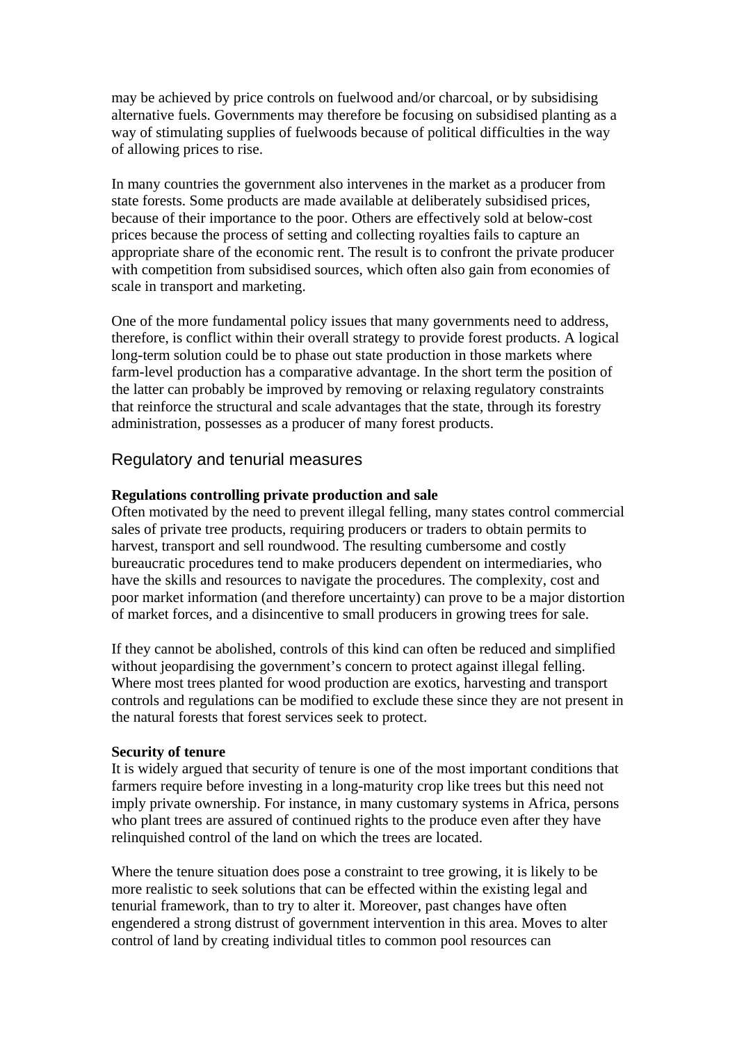may be achieved by price controls on fuelwood and/or charcoal, or by subsidising alternative fuels. Governments may therefore be focusing on subsidised planting as a way of stimulating supplies of fuelwoods because of political difficulties in the way of allowing prices to rise.

In many countries the government also intervenes in the market as a producer from state forests. Some products are made available at deliberately subsidised prices, because of their importance to the poor. Others are effectively sold at below-cost prices because the process of setting and collecting royalties fails to capture an appropriate share of the economic rent. The result is to confront the private producer with competition from subsidised sources, which often also gain from economies of scale in transport and marketing.

One of the more fundamental policy issues that many governments need to address, therefore, is conflict within their overall strategy to provide forest products. A logical long-term solution could be to phase out state production in those markets where farm-level production has a comparative advantage. In the short term the position of the latter can probably be improved by removing or relaxing regulatory constraints that reinforce the structural and scale advantages that the state, through its forestry administration, possesses as a producer of many forest products.

## Regulatory and tenurial measures

**Regulations controlling private production and sale**

Often motivated by the need to prevent illegal felling, many states control commercial sales of private tree products, requiring producers or traders to obtain permits to harvest, transport and sell roundwood. The resulting cumbersome and costly bureaucratic procedures tend to make producers dependent on intermediaries, who have the skills and resources to navigate the procedures. The complexity, cost and poor market information (and therefore uncertainty) can prove to be a major distortion of market forces, and a disincentive to small producers in growing trees for sale.

If they cannot be abolished, controls of this kind can often be reduced and simplified without jeopardising the government's concern to protect against illegal felling. Where most trees planted for wood production are exotics, harvesting and transport controls and regulations can be modified to exclude these since they are not present in the natural forests that forest services seek to protect.

**Security of tenure**

It is widely argued that security of tenure is one of the most important conditions that farmers require before investing in a long-maturity crop like trees but this need not imply private ownership. For instance, in many customary systems in Africa, persons who plant trees are assured of continued rights to the produce even after they have relinquished control of the land on which the trees are located.

Where the tenure situation does pose a constraint to tree growing, it is likely to be more realistic to seek solutions that can be effected within the existing legal and tenurial framework, than to try to alter it. Moreover, past changes have often engendered a strong distrust of government intervention in this area. Moves to alter control of land by creating individual titles to common pool resources can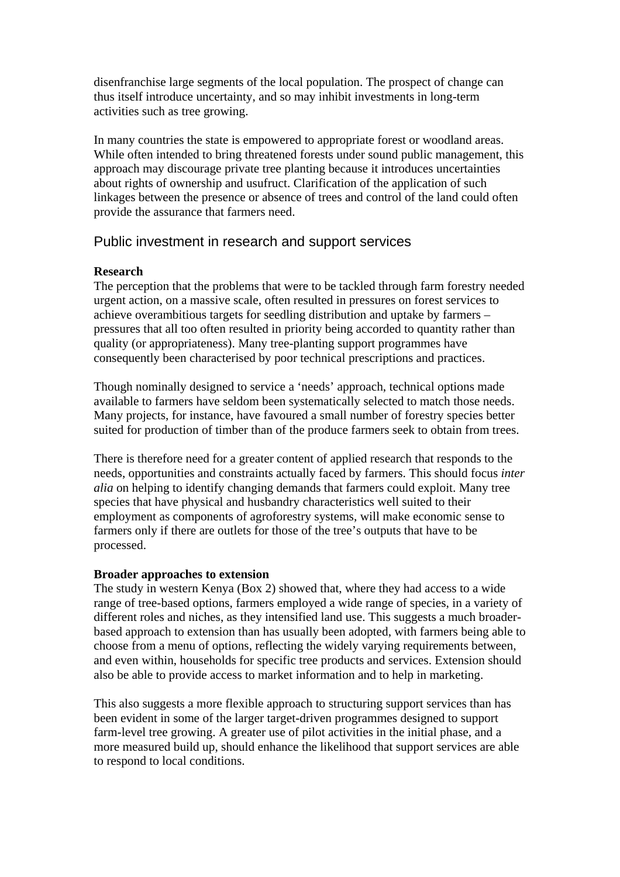disenfranchise large segments of the local population. The prospect of change can thus itself introduce uncertainty, and so may inhibit investments in long-term activities such as tree growing.

In many countries the state is empowered to appropriate forest or woodland areas. While often intended to bring threatened forests under sound public management, this approach may discourage private tree planting because it introduces uncertainties about rights of ownership and usufruct. Clarification of the application of such linkages between the presence or absence of trees and control of the land could often provide the assurance that farmers need.

## Public investment in research and support services

**Research**

The perception that the problems that were to be tackled through farm forestry needed urgent action, on a massive scale, often resulted in pressures on forest services to achieve overambitious targets for seedling distribution and uptake by farmers – pressures that all too often resulted in priority being accorded to quantity rather than quality (or appropriateness). Many tree-planting support programmes have consequently been characterised by poor technical prescriptions and practices.

Though nominally designed to service a 'needs' approach, technical options made available to farmers have seldom been systematically selected to match those needs. Many projects, for instance, have favoured a small number of forestry species better suited for production of timber than of the produce farmers seek to obtain from trees.

There is therefore need for a greater content of applied research that responds to the needs, opportunities and constraints actually faced by farmers. This should focus *inter alia* on helping to identify changing demands that farmers could exploit. Many tree species that have physical and husbandry characteristics well suited to their employment as components of agroforestry systems, will make economic sense to farmers only if there are outlets for those of the tree's outputs that have to be processed.

**Broader approaches to extension**

The study in western Kenya (Box 2) showed that, where they had access to a wide range of tree-based options, farmers employed a wide range of species, in a variety of different roles and niches, as they intensified land use. This suggests a much broader-based approach to extension than has usually been adopted, with farmers being able to choose from a menu of options, reflecting the widely varying requirements between, and even within, households for specific tree products and services. Extension should also be able to provide access to market information and to help in marketing.

This also suggests a more flexible approach to structuring support services than has been evident in some of the larger target-driven programmes designed to support farm-level tree growing. A greater use of pilot activities in the initial phase, and a more measured build up, should enhance the likelihood that support services are able to respond to local conditions.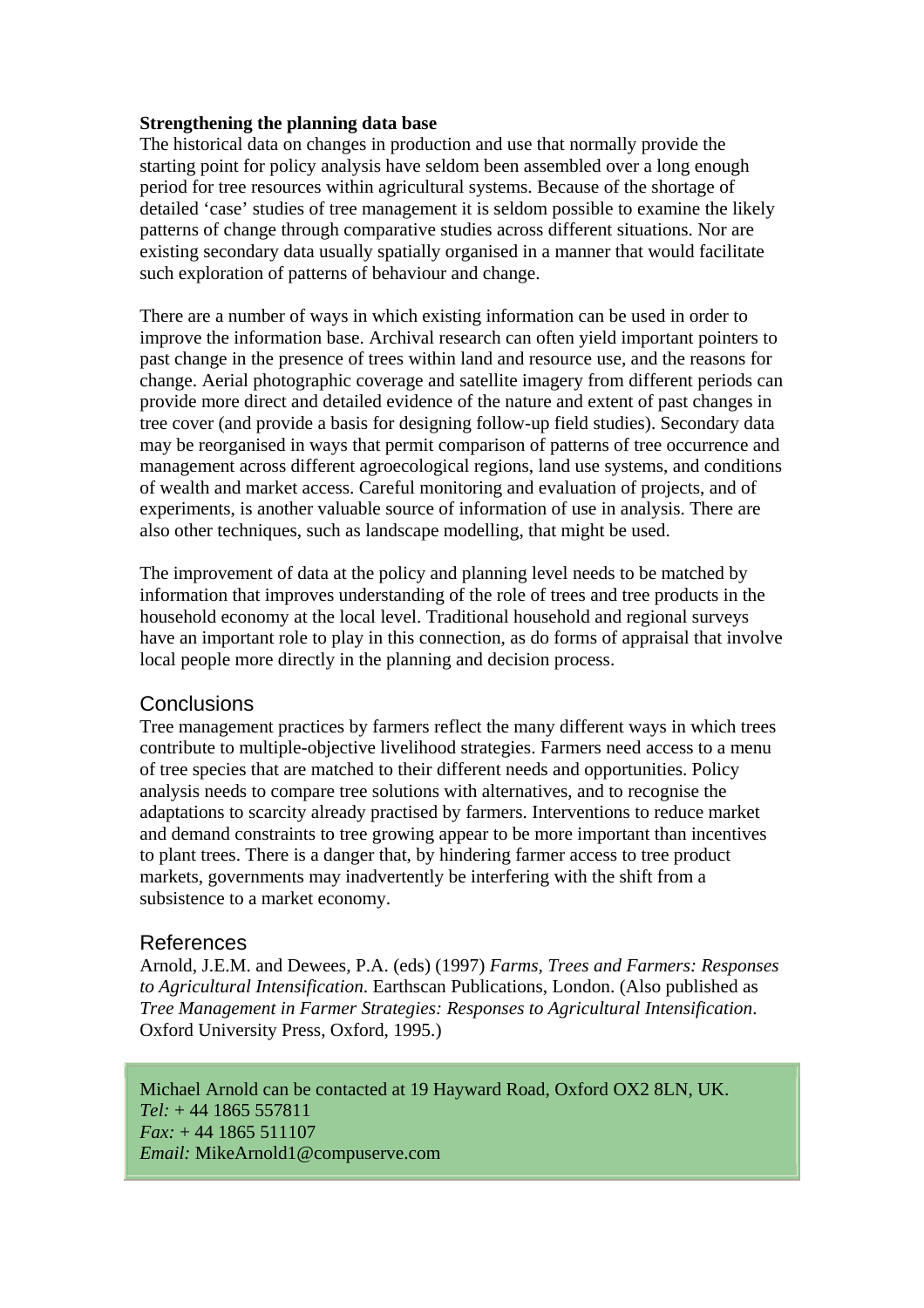**Strengthening the planning data base**

The historical data on changes in production and use that normally provide the starting point for policy analysis have seldom been assembled over a long enough period for tree resources within agricultural systems. Because of the shortage of detailed 'case' studies of tree management it is seldom possible to examine the likely patterns of change through comparative studies across different situations. Nor are existing secondary data usually spatially organised in a manner that would facilitate such exploration of patterns of behaviour and change.

There are a number of ways in which existing information can be used in order to improve the information base. Archival research can often yield important pointers to past change in the presence of trees within land and resource use, and the reasons for change. Aerial photographic coverage and satellite imagery from different periods can provide more direct and detailed evidence of the nature and extent of past changes in tree cover (and provide a basis for designing follow-up field studies). Secondary data may be reorganised in ways that permit comparison of patterns of tree occurrence and management across different agroecological regions, land use systems, and conditions of wealth and market access. Careful monitoring and evaluation of projects, and of experiments, is another valuable source of information of use in analysis. There are also other techniques, such as landscape modelling, that might be used.

The improvement of data at the policy and planning level needs to be matched by information that improves understanding of the role of trees and tree products in the household economy at the local level. Traditional household and regional surveys have an important role to play in this connection, as do forms of appraisal that involve local people more directly in the planning and decision process.

## Conclusions

Tree management practices by farmers reflect the many different ways in which trees contribute to multiple-objective livelihood strategies. Farmers need access to a menu of tree species that are matched to their different needs and opportunities. Policy analysis needs to compare tree solutions with alternatives, and to recognise the adaptations to scarcity already practised by farmers. Interventions to reduce market and demand constraints to tree growing appear to be more important than incentives to plant trees. There is a danger that, by hindering farmer access to tree product markets, governments may inadvertently be interfering with the shift from a subsistence to a market economy.

## References

Arnold, J.E.M. and Dewees, P.A. (eds) (1997) *Farms, Trees and Farmers: Responses to Agricultural Intensification*. Earthscan Publications, London. (Also published as *Tree Management in Farmer Strategies: Responses to Agricultural Intensification*. Oxford University Press, Oxford, 1995.)

Michael Arnold can be contacted at 19 Hayward Road, Oxford OX2 8LN, UK.
*Tel:* + 44 1865 557811
*Fax:* + 44 1865 511107
*Email:* MikeArnold1@compuserve.com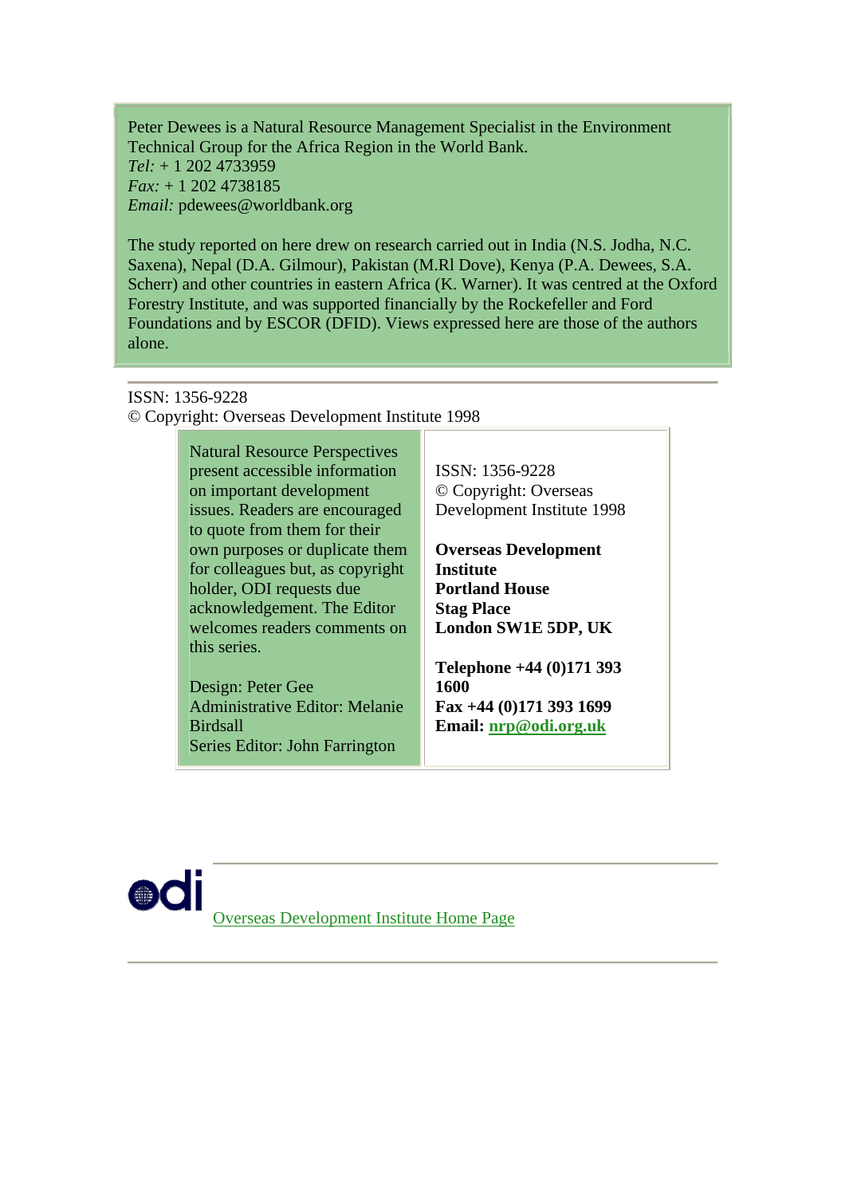Peter Dewees is a Natural Resource Management Specialist in the Environment Technical Group for the Africa Region in the World Bank.
*Tel:* + 1 202 4733959
*Fax:* + 1 202 4738185
*Email:* pdewees@worldbank.org

The study reported on here drew on research carried out in India (N.S. Jodha, N.C. Saxena), Nepal (D.A. Gilmour), Pakistan (M.Rl Dove), Kenya (P.A. Dewees, S.A. Scherr) and other countries in eastern Africa (K. Warner). It was centred at the Oxford Forestry Institute, and was supported financially by the Rockefeller and Ford Foundations and by ESCOR (DFID). Views expressed here are those of the authors alone.

---

ISSN: 1356-9228
© Copyright: Overseas Development Institute 1998

Natural Resource Perspectives present accessible information on important development issues. Readers are encouraged to quote from them for their own purposes or duplicate them for colleagues but, as copyright holder, ODI requests due acknowledgement. The Editor welcomes readers comments on this series.

Design: Peter Gee
Administrative Editor: Melanie Birdsall
Series Editor: John Farrington

ISSN: 1356-9228
© Copyright: Overseas Development Institute 1998

**Overseas Development Institute**
**Portland House**
**Stag Place**
**London SW1E 5DP, UK**

**Telephone +44 (0)171 393 1600**
**Fax +44 (0)171 393 1699**
**Email: nrp@odi.org.uk**

---

odi

Overseas Development Institute Home Page